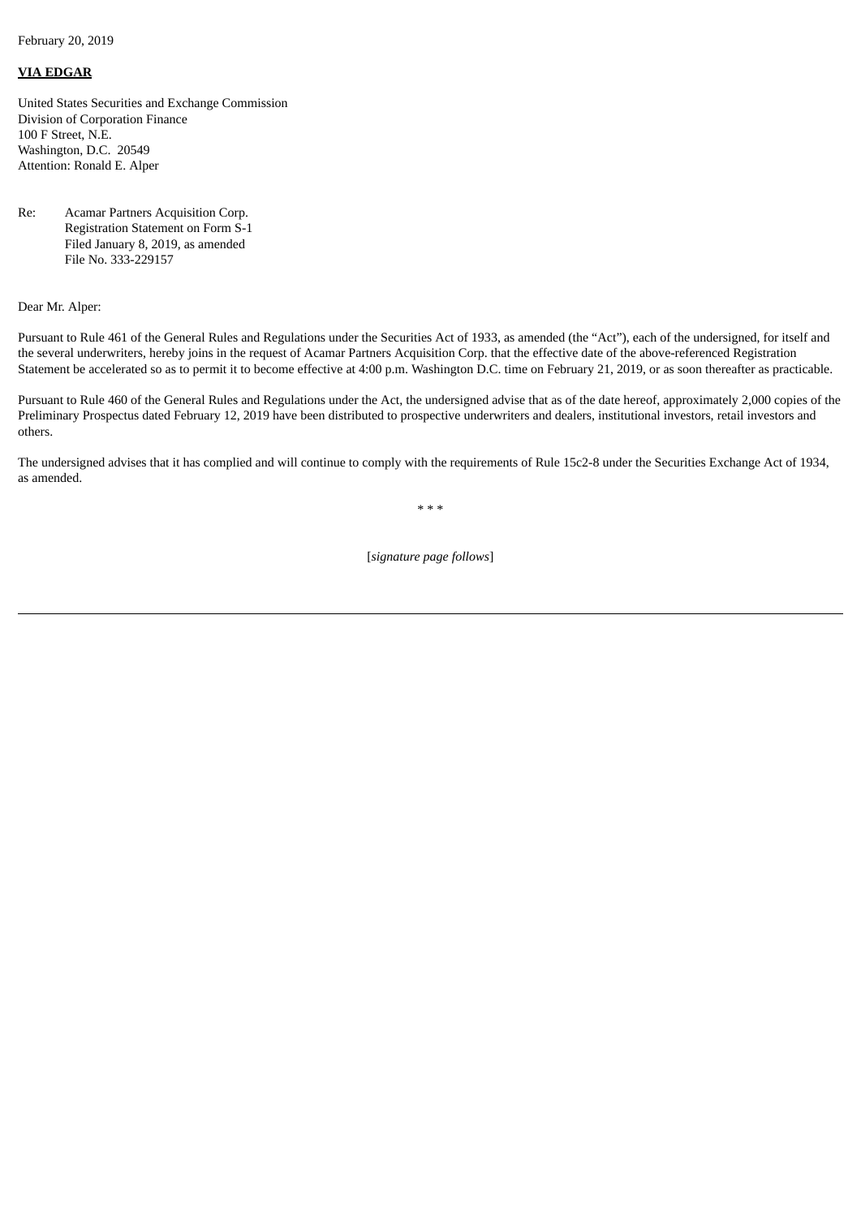February 20, 2019

**VIA EDGAR**

United States Securities and Exchange Commission
Division of Corporation Finance
100 F Street, N.E.
Washington, D.C. 20549
Attention: Ronald E. Alper

Re: Acamar Partners Acquisition Corp.
Registration Statement on Form S-1
Filed January 8, 2019, as amended
File No. 333-229157

Dear Mr. Alper:

Pursuant to Rule 461 of the General Rules and Regulations under the Securities Act of 1933, as amended (the "Act"), each of the undersigned, for itself and the several underwriters, hereby joins in the request of Acamar Partners Acquisition Corp. that the effective date of the above-referenced Registration Statement be accelerated so as to permit it to become effective at 4:00 p.m. Washington D.C. time on February 21, 2019, or as soon thereafter as practicable.

Pursuant to Rule 460 of the General Rules and Regulations under the Act, the undersigned advise that as of the date hereof, approximately 2,000 copies of the Preliminary Prospectus dated February 12, 2019 have been distributed to prospective underwriters and dealers, institutional investors, retail investors and others.

The undersigned advises that it has complied and will continue to comply with the requirements of Rule 15c2-8 under the Securities Exchange Act of 1934, as amended.

* * *

[*signature page follows*]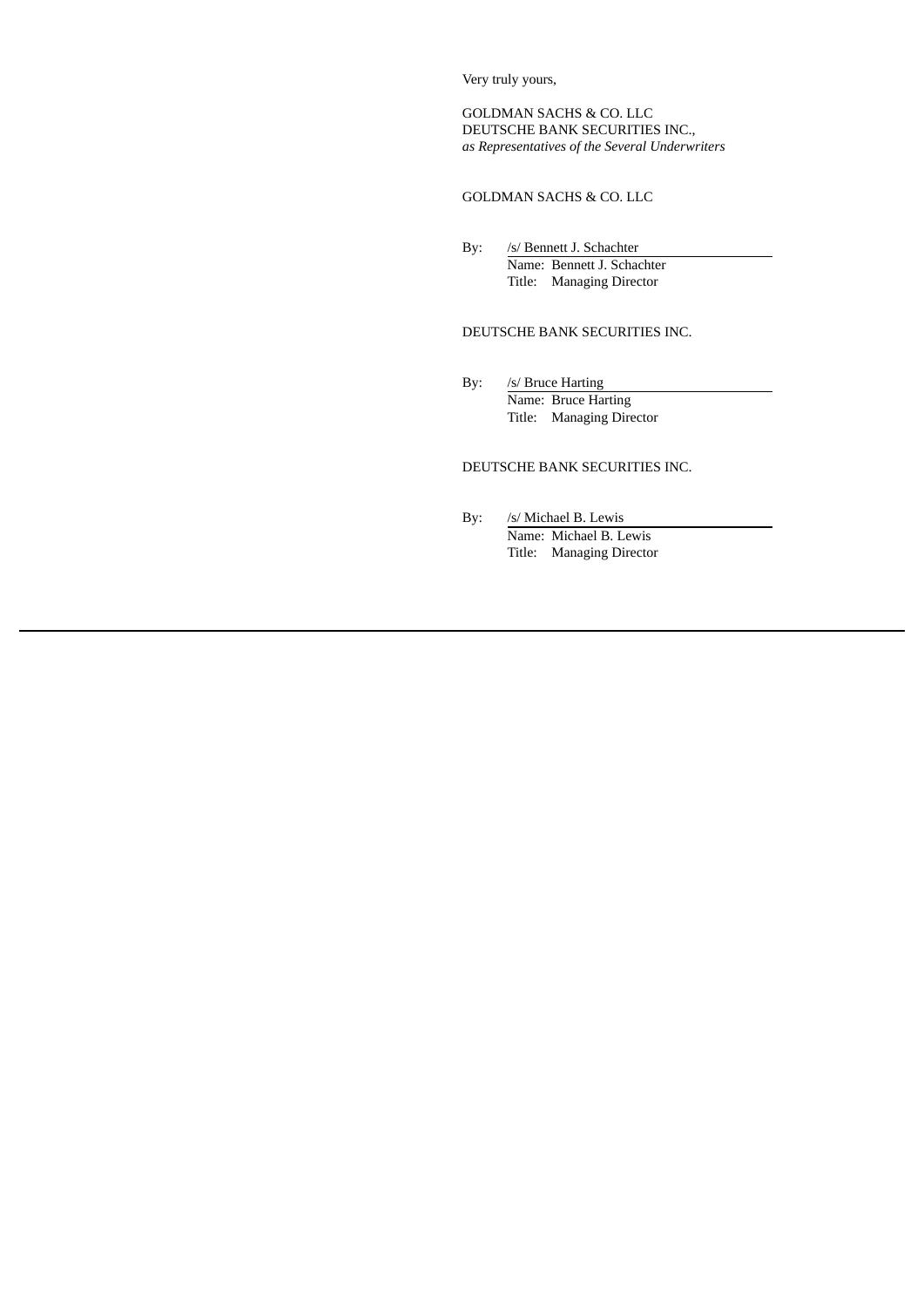Very truly yours,

GOLDMAN SACHS & CO. LLC
DEUTSCHE BANK SECURITIES INC.,
*as Representatives of the Several Underwriters*

GOLDMAN SACHS & CO. LLC

By: /s/ Bennett J. Schachter
Name: Bennett J. Schachter
Title: Managing Director

DEUTSCHE BANK SECURITIES INC.

By: /s/ Bruce Harting
Name: Bruce Harting
Title: Managing Director

DEUTSCHE BANK SECURITIES INC.

By: /s/ Michael B. Lewis
Name: Michael B. Lewis
Title: Managing Director